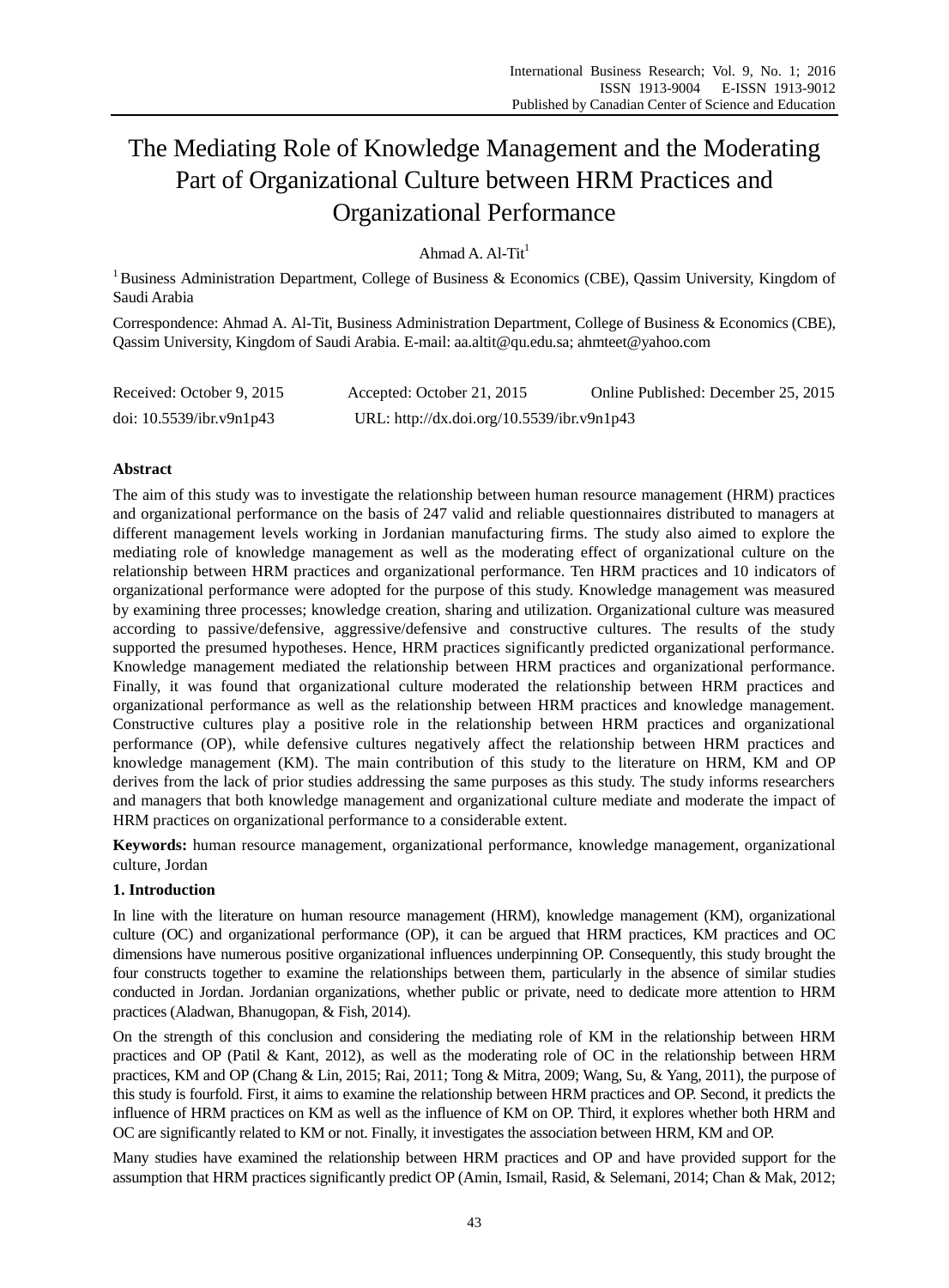# The Mediating Role of Knowledge Management and the Moderating Part of Organizational Culture between HRM Practices and Organizational Performance

Ahmad A. Al-Tit[1]

[1] Business Administration Department, College of Business & Economics (CBE), Qassim University, Kingdom of Saudi Arabia

Correspondence: Ahmad A. Al-Tit, Business Administration Department, College of Business & Economics (CBE), Qassim University, Kingdom of Saudi Arabia. E-mail: aa.altit@qu.edu.sa; ahmteet@yahoo.com

Received: October 9, 2015 Accepted: October 21, 2015 Online Published: December 25, 2015

doi: 10.5539/ibr.v9n1p43 URL: http://dx.doi.org/10.5539/ibr.v9n1p43

## Abstract

The aim of this study was to investigate the relationship between human resource management (HRM) practices and organizational performance on the basis of 247 valid and reliable questionnaires distributed to managers at different management levels working in Jordanian manufacturing firms. The study also aimed to explore the mediating role of knowledge management as well as the moderating effect of organizational culture on the relationship between HRM practices and organizational performance. Ten HRM practices and 10 indicators of organizational performance were adopted for the purpose of this study. Knowledge management was measured by examining three processes; knowledge creation, sharing and utilization. Organizational culture was measured according to passive/defensive, aggressive/defensive and constructive cultures. The results of the study supported the presumed hypotheses. Hence, HRM practices significantly predicted organizational performance. Knowledge management mediated the relationship between HRM practices and organizational performance. Finally, it was found that organizational culture moderated the relationship between HRM practices and organizational performance as well as the relationship between HRM practices and knowledge management. Constructive cultures play a positive role in the relationship between HRM practices and organizational performance (OP), while defensive cultures negatively affect the relationship between HRM practices and knowledge management (KM). The main contribution of this study to the literature on HRM, KM and OP derives from the lack of prior studies addressing the same purposes as this study. The study informs researchers and managers that both knowledge management and organizational culture mediate and moderate the impact of HRM practices on organizational performance to a considerable extent.

**Keywords:** human resource management, organizational performance, knowledge management, organizational culture, Jordan

## 1. Introduction

In line with the literature on human resource management (HRM), knowledge management (KM), organizational culture (OC) and organizational performance (OP), it can be argued that HRM practices, KM practices and OC dimensions have numerous positive organizational influences underpinning OP. Consequently, this study brought the four constructs together to examine the relationships between them, particularly in the absence of similar studies conducted in Jordan. Jordanian organizations, whether public or private, need to dedicate more attention to HRM practices (Aladwan, Bhanugopan, & Fish, 2014).

On the strength of this conclusion and considering the mediating role of KM in the relationship between HRM practices and OP (Patil & Kant, 2012), as well as the moderating role of OC in the relationship between HRM practices, KM and OP (Chang & Lin, 2015; Rai, 2011; Tong & Mitra, 2009; Wang, Su, & Yang, 2011), the purpose of this study is fourfold. First, it aims to examine the relationship between HRM practices and OP. Second, it predicts the influence of HRM practices on KM as well as the influence of KM on OP. Third, it explores whether both HRM and OC are significantly related to KM or not. Finally, it investigates the association between HRM, KM and OP.

Many studies have examined the relationship between HRM practices and OP and have provided support for the assumption that HRM practices significantly predict OP (Amin, Ismail, Rasid, & Selemani, 2014; Chan & Mak, 2012;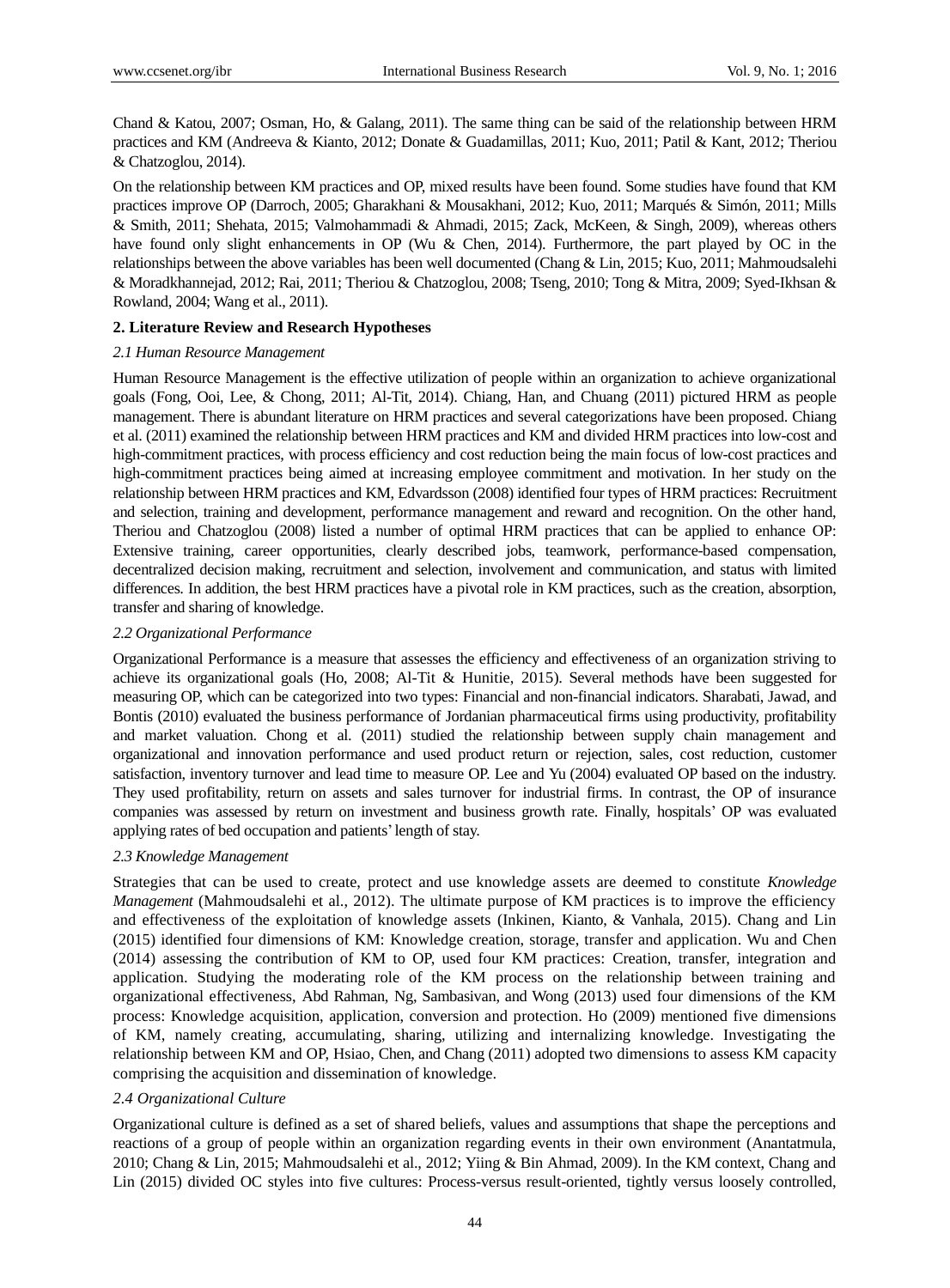Chand & Katou, 2007; Osman, Ho, & Galang, 2011). The same thing can be said of the relationship between HRM practices and KM (Andreeva & Kianto, 2012; Donate & Guadamillas, 2011; Kuo, 2011; Patil & Kant, 2012; Theriou & Chatzoglou, 2014).

On the relationship between KM practices and OP, mixed results have been found. Some studies have found that KM practices improve OP (Darroch, 2005; Gharakhani & Mousakhani, 2012; Kuo, 2011; Marqués & Simón, 2011; Mills & Smith, 2011; Shehata, 2015; Valmohammadi & Ahmadi, 2015; Zack, McKeen, & Singh, 2009), whereas others have found only slight enhancements in OP (Wu & Chen, 2014). Furthermore, the part played by OC in the relationships between the above variables has been well documented (Chang & Lin, 2015; Kuo, 2011; Mahmoudsalehi & Moradkhannejad, 2012; Rai, 2011; Theriou & Chatzoglou, 2008; Tseng, 2010; Tong & Mitra, 2009; Syed-Ikhsan & Rowland, 2004; Wang et al., 2011).

## 2. Literature Review and Research Hypotheses

### *2.1 Human Resource Management*

Human Resource Management is the effective utilization of people within an organization to achieve organizational goals (Fong, Ooi, Lee, & Chong, 2011; Al-Tit, 2014). Chiang, Han, and Chuang (2011) pictured HRM as people management. There is abundant literature on HRM practices and several categorizations have been proposed. Chiang et al. (2011) examined the relationship between HRM practices and KM and divided HRM practices into low-cost and high-commitment practices, with process efficiency and cost reduction being the main focus of low-cost practices and high-commitment practices being aimed at increasing employee commitment and motivation. In her study on the relationship between HRM practices and KM, Edvardsson (2008) identified four types of HRM practices: Recruitment and selection, training and development, performance management and reward and recognition. On the other hand, Theriou and Chatzoglou (2008) listed a number of optimal HRM practices that can be applied to enhance OP: Extensive training, career opportunities, clearly described jobs, teamwork, performance-based compensation, decentralized decision making, recruitment and selection, involvement and communication, and status with limited differences. In addition, the best HRM practices have a pivotal role in KM practices, such as the creation, absorption, transfer and sharing of knowledge.

### *2.2 Organizational Performance*

Organizational Performance is a measure that assesses the efficiency and effectiveness of an organization striving to achieve its organizational goals (Ho, 2008; Al-Tit & Hunitie, 2015). Several methods have been suggested for measuring OP, which can be categorized into two types: Financial and non-financial indicators. Sharabati, Jawad, and Bontis (2010) evaluated the business performance of Jordanian pharmaceutical firms using productivity, profitability and market valuation. Chong et al. (2011) studied the relationship between supply chain management and organizational and innovation performance and used product return or rejection, sales, cost reduction, customer satisfaction, inventory turnover and lead time to measure OP. Lee and Yu (2004) evaluated OP based on the industry. They used profitability, return on assets and sales turnover for industrial firms. In contrast, the OP of insurance companies was assessed by return on investment and business growth rate. Finally, hospitals' OP was evaluated applying rates of bed occupation and patients' length of stay.

### *2.3 Knowledge Management*

Strategies that can be used to create, protect and use knowledge assets are deemed to constitute *Knowledge Management* (Mahmoudsalehi et al., 2012). The ultimate purpose of KM practices is to improve the efficiency and effectiveness of the exploitation of knowledge assets (Inkinen, Kianto, & Vanhala, 2015). Chang and Lin (2015) identified four dimensions of KM: Knowledge creation, storage, transfer and application. Wu and Chen (2014) assessing the contribution of KM to OP, used four KM practices: Creation, transfer, integration and application. Studying the moderating role of the KM process on the relationship between training and organizational effectiveness, Abd Rahman, Ng, Sambasivan, and Wong (2013) used four dimensions of the KM process: Knowledge acquisition, application, conversion and protection. Ho (2009) mentioned five dimensions of KM, namely creating, accumulating, sharing, utilizing and internalizing knowledge. Investigating the relationship between KM and OP, Hsiao, Chen, and Chang (2011) adopted two dimensions to assess KM capacity comprising the acquisition and dissemination of knowledge.

### *2.4 Organizational Culture*

Organizational culture is defined as a set of shared beliefs, values and assumptions that shape the perceptions and reactions of a group of people within an organization regarding events in their own environment (Anantatmula, 2010; Chang & Lin, 2015; Mahmoudsalehi et al., 2012; Yiing & Bin Ahmad, 2009). In the KM context, Chang and Lin (2015) divided OC styles into five cultures: Process-versus result-oriented, tightly versus loosely controlled,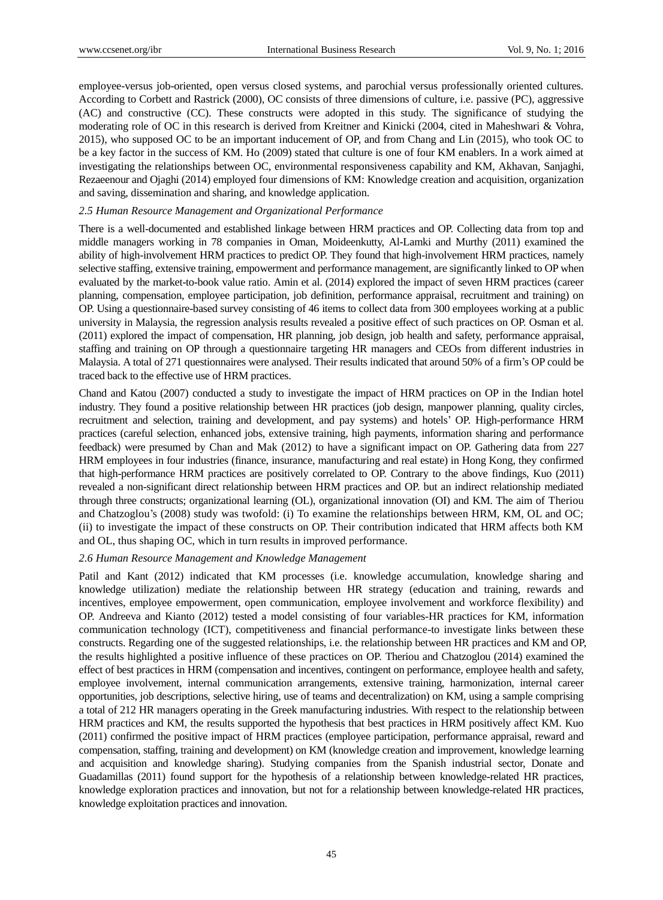employee-versus job-oriented, open versus closed systems, and parochial versus professionally oriented cultures. According to Corbett and Rastrick (2000), OC consists of three dimensions of culture, i.e. passive (PC), aggressive (AC) and constructive (CC). These constructs were adopted in this study. The significance of studying the moderating role of OC in this research is derived from Kreitner and Kinicki (2004, cited in Maheshwari & Vohra, 2015), who supposed OC to be an important inducement of OP, and from Chang and Lin (2015), who took OC to be a key factor in the success of KM. Ho (2009) stated that culture is one of four KM enablers. In a work aimed at investigating the relationships between OC, environmental responsiveness capability and KM, Akhavan, Sanjaghi, Rezaeenour and Ojaghi (2014) employed four dimensions of KM: Knowledge creation and acquisition, organization and saving, dissemination and sharing, and knowledge application.

### *2.5 Human Resource Management and Organizational Performance*

There is a well-documented and established linkage between HRM practices and OP. Collecting data from top and middle managers working in 78 companies in Oman, Moideenkutty, Al-Lamki and Murthy (2011) examined the ability of high-involvement HRM practices to predict OP. They found that high-involvement HRM practices, namely selective staffing, extensive training, empowerment and performance management, are significantly linked to OP when evaluated by the market-to-book value ratio. Amin et al. (2014) explored the impact of seven HRM practices (career planning, compensation, employee participation, job definition, performance appraisal, recruitment and training) on OP. Using a questionnaire-based survey consisting of 46 items to collect data from 300 employees working at a public university in Malaysia, the regression analysis results revealed a positive effect of such practices on OP. Osman et al. (2011) explored the impact of compensation, HR planning, job design, job health and safety, performance appraisal, staffing and training on OP through a questionnaire targeting HR managers and CEOs from different industries in Malaysia. A total of 271 questionnaires were analysed. Their results indicated that around 50% of a firm's OP could be traced back to the effective use of HRM practices.

Chand and Katou (2007) conducted a study to investigate the impact of HRM practices on OP in the Indian hotel industry. They found a positive relationship between HR practices (job design, manpower planning, quality circles, recruitment and selection, training and development, and pay systems) and hotels' OP. High-performance HRM practices (careful selection, enhanced jobs, extensive training, high payments, information sharing and performance feedback) were presumed by Chan and Mak (2012) to have a significant impact on OP. Gathering data from 227 HRM employees in four industries (finance, insurance, manufacturing and real estate) in Hong Kong, they confirmed that high-performance HRM practices are positively correlated to OP. Contrary to the above findings, Kuo (2011) revealed a non-significant direct relationship between HRM practices and OP. but an indirect relationship mediated through three constructs; organizational learning (OL), organizational innovation (OI) and KM. The aim of Theriou and Chatzoglou's (2008) study was twofold: (i) To examine the relationships between HRM, KM, OL and OC; (ii) to investigate the impact of these constructs on OP. Their contribution indicated that HRM affects both KM and OL, thus shaping OC, which in turn results in improved performance.

### *2.6 Human Resource Management and Knowledge Management*

Patil and Kant (2012) indicated that KM processes (i.e. knowledge accumulation, knowledge sharing and knowledge utilization) mediate the relationship between HR strategy (education and training, rewards and incentives, employee empowerment, open communication, employee involvement and workforce flexibility) and OP. Andreeva and Kianto (2012) tested a model consisting of four variables-HR practices for KM, information communication technology (ICT), competitiveness and financial performance-to investigate links between these constructs. Regarding one of the suggested relationships, i.e. the relationship between HR practices and KM and OP, the results highlighted a positive influence of these practices on OP. Theriou and Chatzoglou (2014) examined the effect of best practices in HRM (compensation and incentives, contingent on performance, employee health and safety, employee involvement, internal communication arrangements, extensive training, harmonization, internal career opportunities, job descriptions, selective hiring, use of teams and decentralization) on KM, using a sample comprising a total of 212 HR managers operating in the Greek manufacturing industries. With respect to the relationship between HRM practices and KM, the results supported the hypothesis that best practices in HRM positively affect KM. Kuo (2011) confirmed the positive impact of HRM practices (employee participation, performance appraisal, reward and compensation, staffing, training and development) on KM (knowledge creation and improvement, knowledge learning and acquisition and knowledge sharing). Studying companies from the Spanish industrial sector, Donate and Guadamillas (2011) found support for the hypothesis of a relationship between knowledge-related HR practices, knowledge exploration practices and innovation, but not for a relationship between knowledge-related HR practices, knowledge exploitation practices and innovation.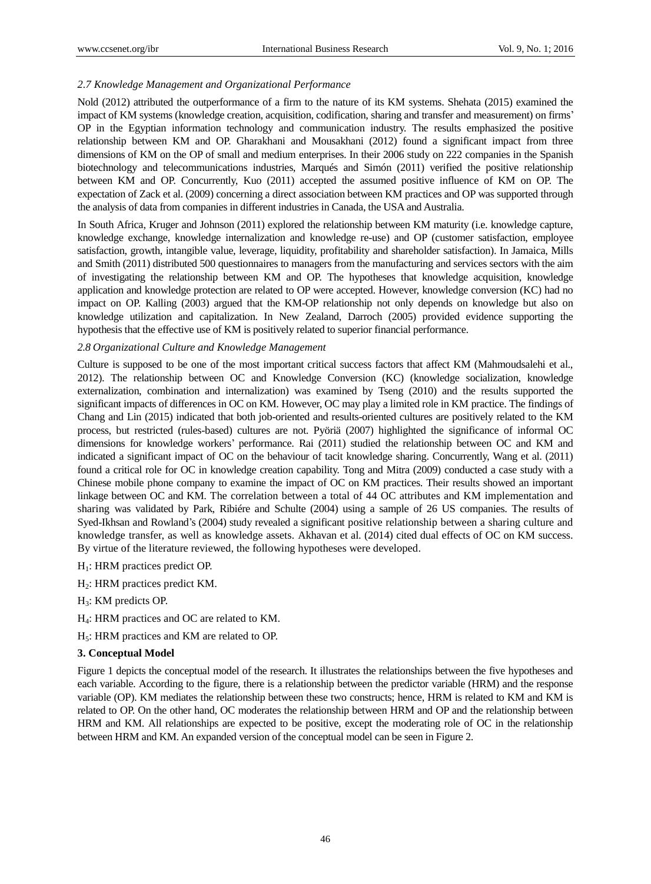### *2.7 Knowledge Management and Organizational Performance*

Nold (2012) attributed the outperformance of a firm to the nature of its KM systems. Shehata (2015) examined the impact of KM systems (knowledge creation, acquisition, codification, sharing and transfer and measurement) on firms' OP in the Egyptian information technology and communication industry. The results emphasized the positive relationship between KM and OP. Gharakhani and Mousakhani (2012) found a significant impact from three dimensions of KM on the OP of small and medium enterprises. In their 2006 study on 222 companies in the Spanish biotechnology and telecommunications industries, Marqués and Simón (2011) verified the positive relationship between KM and OP. Concurrently, Kuo (2011) accepted the assumed positive influence of KM on OP. The expectation of Zack et al. (2009) concerning a direct association between KM practices and OP was supported through the analysis of data from companies in different industries in Canada, the USA and Australia.

In South Africa, Kruger and Johnson (2011) explored the relationship between KM maturity (i.e. knowledge capture, knowledge exchange, knowledge internalization and knowledge re-use) and OP (customer satisfaction, employee satisfaction, growth, intangible value, leverage, liquidity, profitability and shareholder satisfaction). In Jamaica, Mills and Smith (2011) distributed 500 questionnaires to managers from the manufacturing and services sectors with the aim of investigating the relationship between KM and OP. The hypotheses that knowledge acquisition, knowledge application and knowledge protection are related to OP were accepted. However, knowledge conversion (KC) had no impact on OP. Kalling (2003) argued that the KM-OP relationship not only depends on knowledge but also on knowledge utilization and capitalization. In New Zealand, Darroch (2005) provided evidence supporting the hypothesis that the effective use of KM is positively related to superior financial performance.

### *2.8 Organizational Culture and Knowledge Management*

Culture is supposed to be one of the most important critical success factors that affect KM (Mahmoudsalehi et al., 2012). The relationship between OC and Knowledge Conversion (KC) (knowledge socialization, knowledge externalization, combination and internalization) was examined by Tseng (2010) and the results supported the significant impacts of differences in OC on KM. However, OC may play a limited role in KM practice. The findings of Chang and Lin (2015) indicated that both job-oriented and results-oriented cultures are positively related to the KM process, but restricted (rules-based) cultures are not. Pyöriä (2007) highlighted the significance of informal OC dimensions for knowledge workers' performance. Rai (2011) studied the relationship between OC and KM and indicated a significant impact of OC on the behaviour of tacit knowledge sharing. Concurrently, Wang et al. (2011) found a critical role for OC in knowledge creation capability. Tong and Mitra (2009) conducted a case study with a Chinese mobile phone company to examine the impact of OC on KM practices. Their results showed an important linkage between OC and KM. The correlation between a total of 44 OC attributes and KM implementation and sharing was validated by Park, Ribiére and Schulte (2004) using a sample of 26 US companies. The results of Syed-Ikhsan and Rowland's (2004) study revealed a significant positive relationship between a sharing culture and knowledge transfer, as well as knowledge assets. Akhavan et al. (2014) cited dual effects of OC on KM success. By virtue of the literature reviewed, the following hypotheses were developed.

$H_1$: HRM practices predict OP.

$H_2$: HRM practices predict KM.

$H_3$: KM predicts OP.

$H_4$: HRM practices and OC are related to KM.

$H_5$: HRM practices and KM are related to OP.

## 3. Conceptual Model

Figure 1 depicts the conceptual model of the research. It illustrates the relationships between the five hypotheses and each variable. According to the figure, there is a relationship between the predictor variable (HRM) and the response variable (OP). KM mediates the relationship between these two constructs; hence, HRM is related to KM and KM is related to OP. On the other hand, OC moderates the relationship between HRM and OP and the relationship between HRM and KM. All relationships are expected to be positive, except the moderating role of OC in the relationship between HRM and KM. An expanded version of the conceptual model can be seen in Figure 2.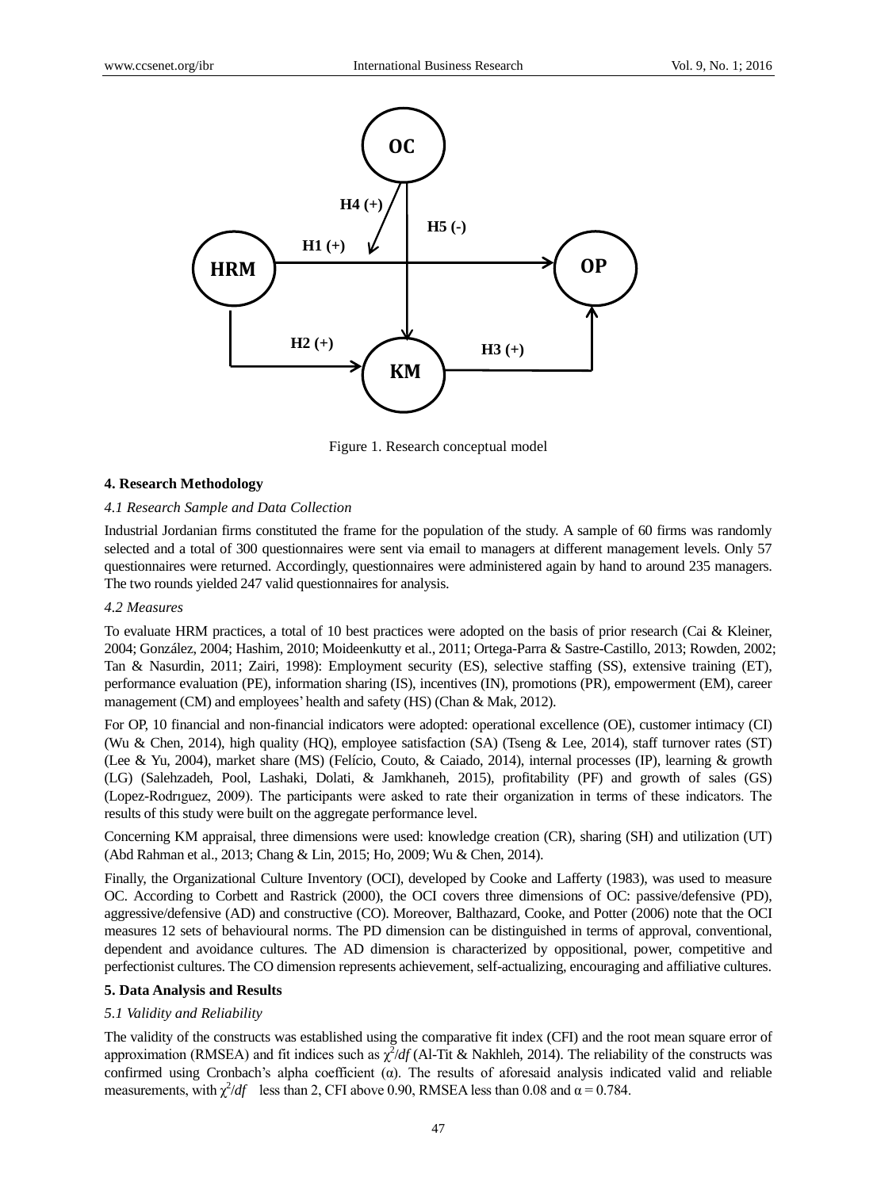Figure 1. Research conceptual model

### 4. Research Methodology

#### *4.1 Research Sample and Data Collection*

Industrial Jordanian firms constituted the frame for the population of the study. A sample of 60 firms was randomly selected and a total of 300 questionnaires were sent via email to managers at different management levels. Only 57 questionnaires were returned. Accordingly, questionnaires were administered again by hand to around 235 managers. The two rounds yielded 247 valid questionnaires for analysis.

#### *4.2 Measures*

To evaluate HRM practices, a total of 10 best practices were adopted on the basis of prior research (Cai & Kleiner, 2004; González, 2004; Hashim, 2010; Moideenkutty et al., 2011; Ortega-Parra & Sastre-Castillo, 2013; Rowden, 2002; Tan & Nasurdin, 2011; Zairi, 1998): Employment security (ES), selective staffing (SS), extensive training (ET), performance evaluation (PE), information sharing (IS), incentives (IN), promotions (PR), empowerment (EM), career management (CM) and employees' health and safety (HS) (Chan & Mak, 2012).

For OP, 10 financial and non-financial indicators were adopted: operational excellence (OE), customer intimacy (CI) (Wu & Chen, 2014), high quality (HQ), employee satisfaction (SA) (Tseng & Lee, 2014), staff turnover rates (ST) (Lee & Yu, 2004), market share (MS) (Felício, Couto, & Caiado, 2014), internal processes (IP), learning & growth (LG) (Salehzadeh, Pool, Lashaki, Dolati, & Jamkhaneh, 2015), profitability (PF) and growth of sales (GS) (Lopez-Rodrıguez, 2009). The participants were asked to rate their organization in terms of these indicators. The results of this study were built on the aggregate performance level.

Concerning KM appraisal, three dimensions were used: knowledge creation (CR), sharing (SH) and utilization (UT) (Abd Rahman et al., 2013; Chang & Lin, 2015; Ho, 2009; Wu & Chen, 2014).

Finally, the Organizational Culture Inventory (OCI), developed by Cooke and Lafferty (1983), was used to measure OC. According to Corbett and Rastrick (2000), the OCI covers three dimensions of OC: passive/defensive (PD), aggressive/defensive (AD) and constructive (CO). Moreover, Balthazard, Cooke, and Potter (2006) note that the OCI measures 12 sets of behavioural norms. The PD dimension can be distinguished in terms of approval, conventional, dependent and avoidance cultures. The AD dimension is characterized by oppositional, power, competitive and perfectionist cultures. The CO dimension represents achievement, self-actualizing, encouraging and affiliative cultures.

### 5. Data Analysis and Results

#### *5.1 Validity and Reliability*

The validity of the constructs was established using the comparative fit index (CFI) and the root mean square error of approximation (RMSEA) and fit indices such as $\chi^2/df$ (Al-Tit & Nakhleh, 2014). The reliability of the constructs was confirmed using Cronbach's alpha coefficient (α). The results of aforesaid analysis indicated valid and reliable measurements, with $\chi^2/df$ less than 2, CFI above 0.90, RMSEA less than 0.08 and $\alpha = 0.784$.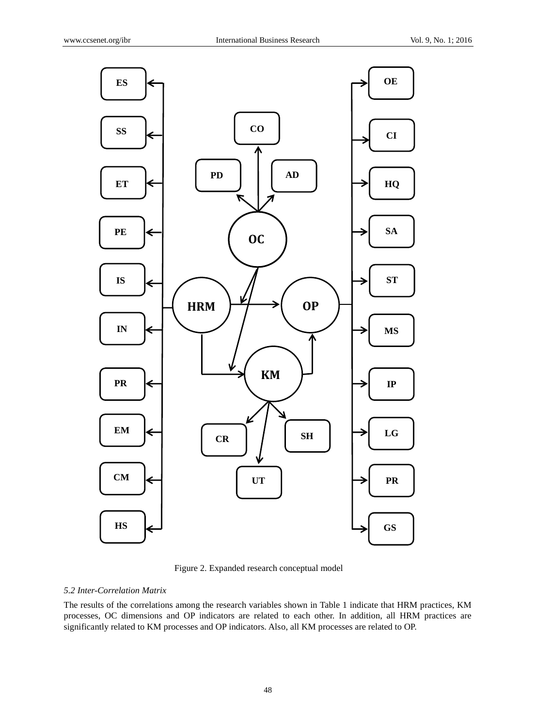Figure 2. Expanded research conceptual model

### *5.2 Inter-Correlation Matrix*

The results of the correlations among the research variables shown in Table 1 indicate that HRM practices, KM processes, OC dimensions and OP indicators are related to each other. In addition, all HRM practices are significantly related to KM processes and OP indicators. Also, all KM processes are related to OP.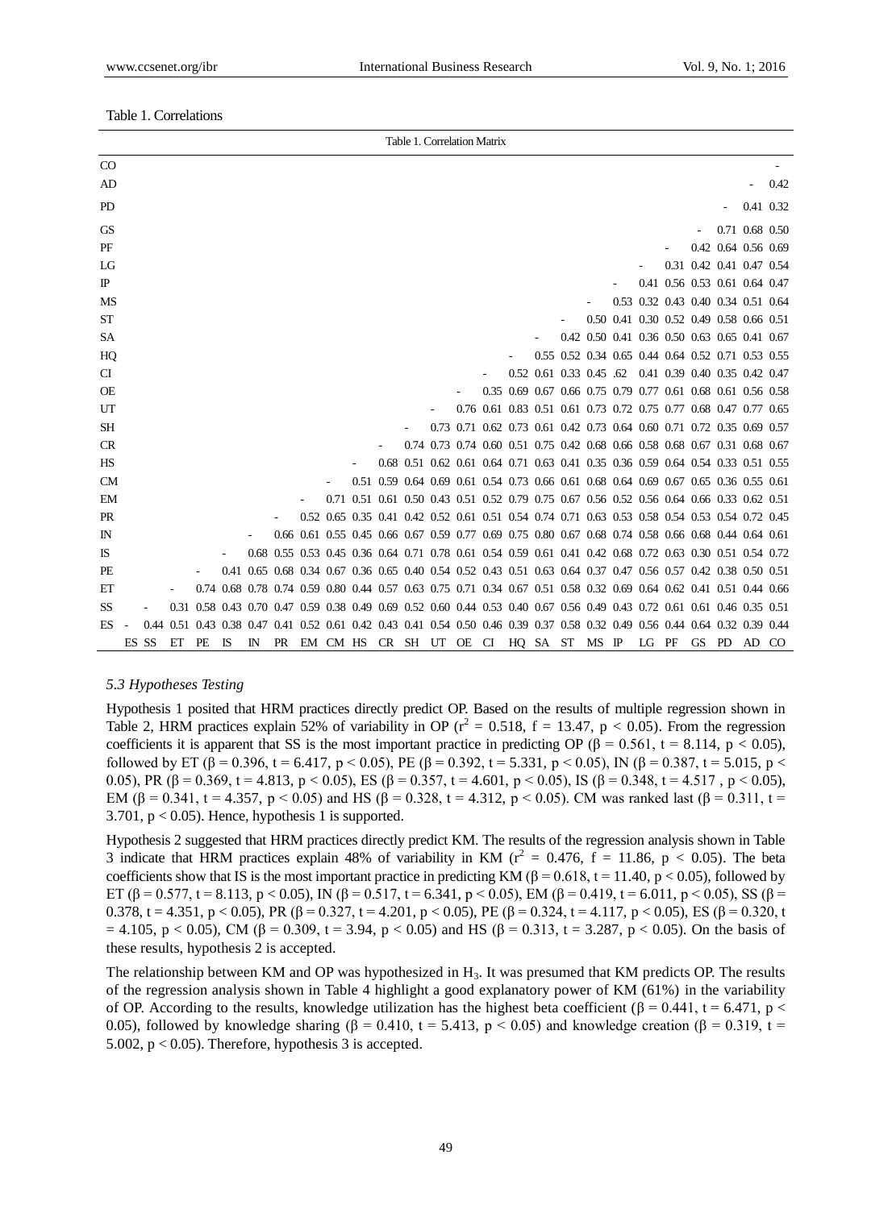Table 1. Correlations

Table 1. Correlation Matrix

| | ES | SS | ET | PE | IS | IN | PR | EM | CM | HS | CR | SH | UT | OE | CI | HQ | SA | ST | MS | IP | LG | PF | GS | PD | AD | CO |
|---|---|---|---|---|---|---|---|---|---|---|---|---|---|---|---|---|---|---|---|---|---|---|---|---|---|---|
| CO | | | | | | | | | | | | | | | | | | | | | | | | | | - |
| AD | | | | | | | | | | | | | | | | | | | | | | | | | - | 0.42 |
| PD | | | | | | | | | | | | | | | | | | | | | | | | - | 0.41 | 0.32 |
| GS | | | | | | | | | | | | | | | | | | | | | | | - | 0.71 | 0.68 | 0.50 |
| PF | | | | | | | | | | | | | | | | | | | | | | - | 0.42 | 0.64 | 0.56 | 0.69 |
| LG | | | | | | | | | | | | | | | | | | | | | - | 0.31 | 0.42 | 0.41 | 0.47 | 0.54 |
| IP | | | | | | | | | | | | | | | | | | | | - | 0.41 | 0.56 | 0.53 | 0.61 | 0.64 | 0.47 |
| MS | | | | | | | | | | | | | | | | | | | - | 0.53 | 0.32 | 0.43 | 0.40 | 0.34 | 0.51 | 0.64 |
| ST | | | | | | | | | | | | | | | | | | - | 0.50 | 0.41 | 0.30 | 0.52 | 0.49 | 0.58 | 0.66 | 0.51 |
| SA | | | | | | | | | | | | | | | | | - | 0.42 | 0.50 | 0.41 | 0.36 | 0.50 | 0.63 | 0.65 | 0.41 | 0.67 |
| HQ | | | | | | | | | | | | | | | | - | 0.55 | 0.52 | 0.34 | 0.65 | 0.44 | 0.64 | 0.52 | 0.71 | 0.53 | 0.55 |
| CI | | | | | | | | | | | | | | | - | 0.52 | 0.61 | 0.33 | 0.45 | .62 | 0.41 | 0.39 | 0.40 | 0.35 | 0.42 | 0.47 |
| OE | | | | | | | | | | | | | | - | 0.35 | 0.69 | 0.67 | 0.66 | 0.75 | 0.79 | 0.77 | 0.61 | 0.68 | 0.61 | 0.56 | 0.58 |
| UT | | | | | | | | | | | | | - | 0.76 | 0.61 | 0.83 | 0.51 | 0.61 | 0.73 | 0.72 | 0.75 | 0.77 | 0.68 | 0.47 | 0.77 | 0.65 |
| SH | | | | | | | | | | | | - | 0.73 | 0.71 | 0.62 | 0.73 | 0.61 | 0.42 | 0.73 | 0.64 | 0.60 | 0.71 | 0.72 | 0.35 | 0.69 | 0.57 |
| CR | | | | | | | | | | | - | 0.74 | 0.73 | 0.74 | 0.60 | 0.51 | 0.75 | 0.42 | 0.68 | 0.66 | 0.58 | 0.68 | 0.67 | 0.31 | 0.68 | 0.67 |
| HS | | | | | | | | | | - | 0.68 | 0.51 | 0.62 | 0.61 | 0.64 | 0.71 | 0.63 | 0.41 | 0.35 | 0.36 | 0.59 | 0.64 | 0.54 | 0.33 | 0.51 | 0.55 |
| CM | | | | | | | | | - | 0.51 | 0.59 | 0.64 | 0.69 | 0.61 | 0.54 | 0.73 | 0.66 | 0.61 | 0.68 | 0.64 | 0.69 | 0.67 | 0.65 | 0.36 | 0.55 | 0.61 |
| EM | | | | | | | | - | 0.71 | 0.51 | 0.61 | 0.50 | 0.43 | 0.51 | 0.52 | 0.79 | 0.75 | 0.67 | 0.56 | 0.52 | 0.56 | 0.64 | 0.66 | 0.33 | 0.62 | 0.51 |
| PR | | | | | | | - | 0.52 | 0.65 | 0.35 | 0.41 | 0.42 | 0.52 | 0.61 | 0.51 | 0.54 | 0.74 | 0.71 | 0.63 | 0.53 | 0.58 | 0.54 | 0.53 | 0.54 | 0.72 | 0.45 |
| IN | | | | | | - | 0.66 | 0.61 | 0.55 | 0.45 | 0.66 | 0.67 | 0.59 | 0.77 | 0.69 | 0.75 | 0.80 | 0.67 | 0.68 | 0.74 | 0.58 | 0.66 | 0.68 | 0.44 | 0.64 | 0.61 |
| IS | | | | | - | 0.68 | 0.55 | 0.53 | 0.45 | 0.36 | 0.64 | 0.71 | 0.78 | 0.61 | 0.54 | 0.59 | 0.61 | 0.41 | 0.42 | 0.68 | 0.72 | 0.63 | 0.30 | 0.51 | 0.54 | 0.72 |
| PE | | | | - | 0.41 | 0.65 | 0.68 | 0.34 | 0.67 | 0.36 | 0.65 | 0.40 | 0.54 | 0.52 | 0.43 | 0.51 | 0.63 | 0.64 | 0.37 | 0.47 | 0.56 | 0.57 | 0.42 | 0.38 | 0.50 | 0.51 |
| ET | | | - | 0.74 | 0.68 | 0.78 | 0.74 | 0.59 | 0.80 | 0.44 | 0.57 | 0.63 | 0.75 | 0.71 | 0.34 | 0.67 | 0.51 | 0.58 | 0.32 | 0.69 | 0.64 | 0.62 | 0.41 | 0.51 | 0.44 | 0.66 |
| SS | | - | 0.31 | 0.58 | 0.43 | 0.70 | 0.47 | 0.59 | 0.38 | 0.49 | 0.69 | 0.52 | 0.60 | 0.44 | 0.53 | 0.40 | 0.67 | 0.56 | 0.49 | 0.43 | 0.72 | 0.61 | 0.61 | 0.46 | 0.35 | 0.51 |
| ES | - | 0.44 | 0.51 | 0.43 | 0.38 | 0.47 | 0.41 | 0.52 | 0.61 | 0.42 | 0.43 | 0.41 | 0.54 | 0.50 | 0.46 | 0.39 | 0.37 | 0.58 | 0.32 | 0.49 | 0.56 | 0.44 | 0.64 | 0.32 | 0.39 | 0.44 |

### *5.3 Hypotheses Testing*

Hypothesis 1 posited that HRM practices directly predict OP. Based on the results of multiple regression shown in Table 2, HRM practices explain 52% of variability in OP ($r^2 = 0.518$, $f = 13.47$, $p < 0.05$). From the regression coefficients it is apparent that SS is the most important practice in predicting OP ($\beta = 0.561$, $t = 8.114$, $p < 0.05$), followed by ET ($\beta = 0.396$, $t = 6.417$, $p < 0.05$), PE ($\beta = 0.392$, $t = 5.331$, $p < 0.05$), IN ($\beta = 0.387$, $t = 5.015$, $p < 0.05$), PR ($\beta = 0.369$, $t = 4.813$, $p < 0.05$), ES ($\beta = 0.357$, $t = 4.601$, $p < 0.05$), IS ($\beta = 0.348$, $t = 4.517$ , $p < 0.05$), EM ($\beta = 0.341$, $t = 4.357$, $p < 0.05$) and HS ($\beta = 0.328$, $t = 4.312$, $p < 0.05$). CM was ranked last ($\beta = 0.311$, $t = 3.701$, $p < 0.05$). Hence, hypothesis 1 is supported.

Hypothesis 2 suggested that HRM practices directly predict KM. The results of the regression analysis shown in Table 3 indicate that HRM practices explain 48% of variability in KM ($r^2 = 0.476$, $f = 11.86$, $p < 0.05$). The beta coefficients show that IS is the most important practice in predicting KM ($\beta = 0.618$, $t = 11.40$, $p < 0.05$), followed by ET ($\beta = 0.577$, $t = 8.113$, $p < 0.05$), IN ($\beta = 0.517$, $t = 6.341$, $p < 0.05$), EM ($\beta = 0.419$, $t = 6.011$, $p < 0.05$), SS ($\beta = 0.378$, $t = 4.351$, $p < 0.05$), PR ($\beta = 0.327$, $t = 4.201$, $p < 0.05$), PE ($\beta = 0.324$, $t = 4.117$, $p < 0.05$), ES ($\beta = 0.320$, $t = 4.105$, $p < 0.05$), CM ($\beta = 0.309$, $t = 3.94$, $p < 0.05$) and HS ($\beta = 0.313$, $t = 3.287$, $p < 0.05$). On the basis of these results, hypothesis 2 is accepted.

The relationship between KM and OP was hypothesized in $H_3$. It was presumed that KM predicts OP. The results of the regression analysis shown in Table 4 highlight a good explanatory power of KM (61%) in the variability of OP. According to the results, knowledge utilization has the highest beta coefficient ($\beta = 0.441$, $t = 6.471$, $p < 0.05$), followed by knowledge sharing ($\beta = 0.410$, $t = 5.413$, $p < 0.05$) and knowledge creation ($\beta = 0.319$, $t = 5.002$, $p < 0.05$). Therefore, hypothesis 3 is accepted.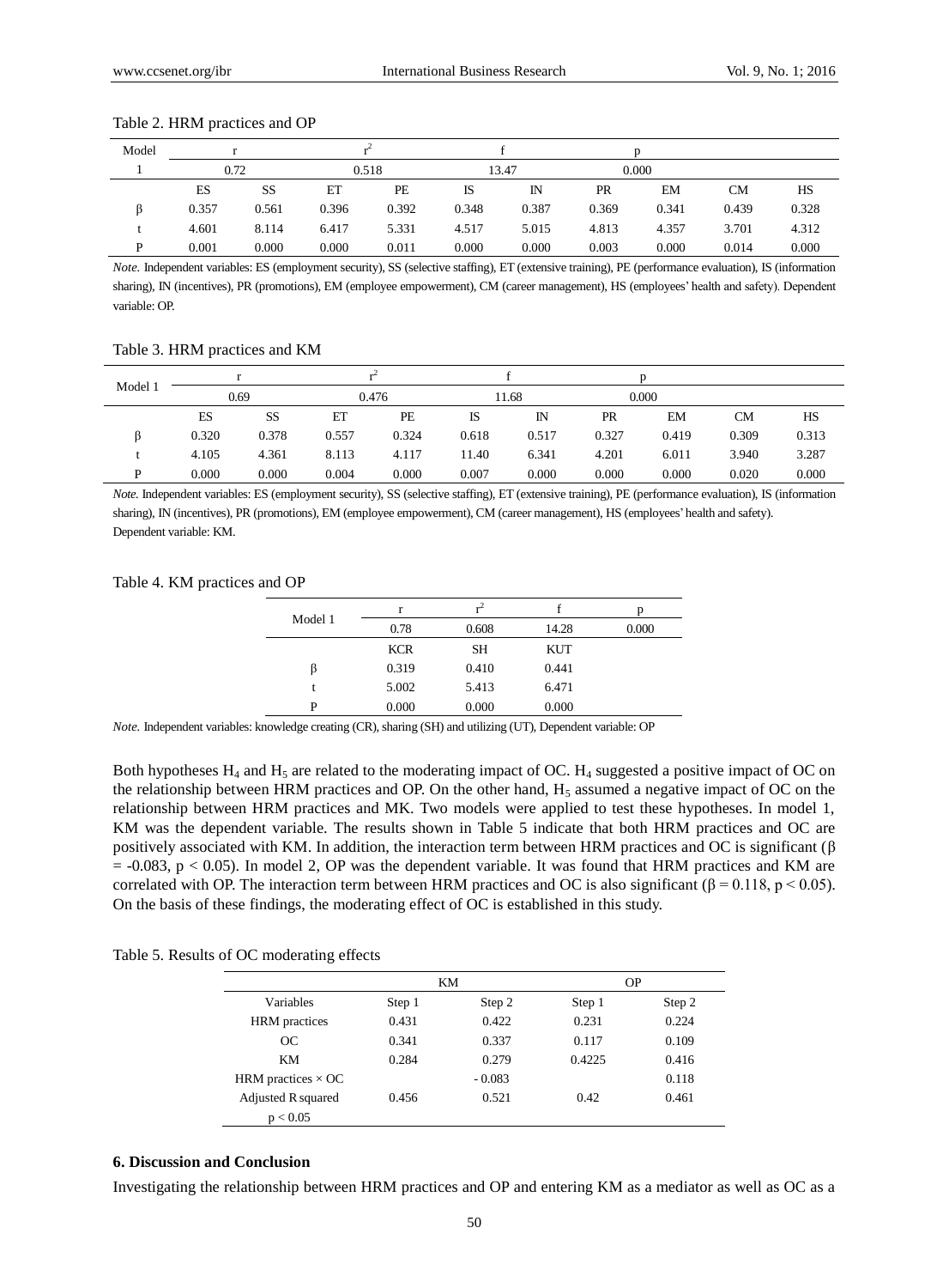Table 2. HRM practices and OP

| Model | r | | $r^2$ | | f | | p | | | |
|---|---|---|---|---|---|---|---|---|---|---|
| 1 | 0.72 | | 0.518 | | 13.47 | | 0.000 | | | |
| | ES | SS | ET | PE | IS | IN | PR | EM | CM | HS |
| β | 0.357 | 0.561 | 0.396 | 0.392 | 0.348 | 0.387 | 0.369 | 0.341 | 0.439 | 0.328 |
| t | 4.601 | 8.114 | 6.417 | 5.331 | 4.517 | 5.015 | 4.813 | 4.357 | 3.701 | 4.312 |
| P | 0.001 | 0.000 | 0.000 | 0.011 | 0.000 | 0.000 | 0.003 | 0.000 | 0.014 | 0.000 |

*Note.* Independent variables: ES (employment security), SS (selective staffing), ET (extensive training), PE (performance evaluation), IS (information sharing), IN (incentives), PR (promotions), EM (employee empowerment), CM (career management), HS (employees' health and safety). Dependent variable: OP.

Table 3. HRM practices and KM

| Model 1 | r | | $r^2$ | | f | | p | | | |
|---|---|---|---|---|---|---|---|---|---|---|
| | 0.69 | | 0.476 | | 11.68 | | 0.000 | | | |
| | ES | SS | ET | PE | IS | IN | PR | EM | CM | HS |
| β | 0.320 | 0.378 | 0.557 | 0.324 | 0.618 | 0.517 | 0.327 | 0.419 | 0.309 | 0.313 |
| t | 4.105 | 4.361 | 8.113 | 4.117 | 11.40 | 6.341 | 4.201 | 6.011 | 3.940 | 3.287 |
| P | 0.000 | 0.000 | 0.004 | 0.000 | 0.007 | 0.000 | 0.000 | 0.000 | 0.020 | 0.000 |

*Note.* Independent variables: ES (employment security), SS (selective staffing), ET (extensive training), PE (performance evaluation), IS (information sharing), IN (incentives), PR (promotions), EM (employee empowerment), CM (career management), HS (employees' health and safety). Dependent variable: KM.

Table 4. KM practices and OP

| Model 1 | r | $r^2$ | f | p |
|---|---|---|---|---|
| | 0.78 | 0.608 | 14.28 | 0.000 |
| | KCR | SH | KUT | |
| β | 0.319 | 0.410 | 0.441 | |
| t | 5.002 | 5.413 | 6.471 | |
| P | 0.000 | 0.000 | 0.000 | |

*Note.* Independent variables: knowledge creating (CR), sharing (SH) and utilizing (UT), Dependent variable: OP

Both hypotheses $H_4$ and $H_5$ are related to the moderating impact of OC. $H_4$ suggested a positive impact of OC on the relationship between HRM practices and OP. On the other hand, $H_5$ assumed a negative impact of OC on the relationship between HRM practices and MK. Two models were applied to test these hypotheses. In model 1, KM was the dependent variable. The results shown in Table 5 indicate that both HRM practices and OC are positively associated with KM. In addition, the interaction term between HRM practices and OC is significant ($\beta = -0.083$, $p < 0.05$). In model 2, OP was the dependent variable. It was found that HRM practices and KM are correlated with OP. The interaction term between HRM practices and OC is also significant ($\beta = 0.118$, $p < 0.05$). On the basis of these findings, the moderating effect of OC is established in this study.

Table 5. Results of OC moderating effects

| | KM | | OP | |
|---|---|---|---|---|
| Variables | Step 1 | Step 2 | Step 1 | Step 2 |
| HRM practices | 0.431 | 0.422 | 0.231 | 0.224 |
| OC | 0.341 | 0.337 | 0.117 | 0.109 |
| KM | 0.284 | 0.279 | 0.4225 | 0.416 |
| HRM practices × OC | | - 0.083 | | 0.118 |
| Adjusted R squared | 0.456 | 0.521 | 0.42 | 0.461 |
| $p < 0.05$ | | | | |

**6. Discussion and Conclusion**

Investigating the relationship between HRM practices and OP and entering KM as a mediator as well as OC as a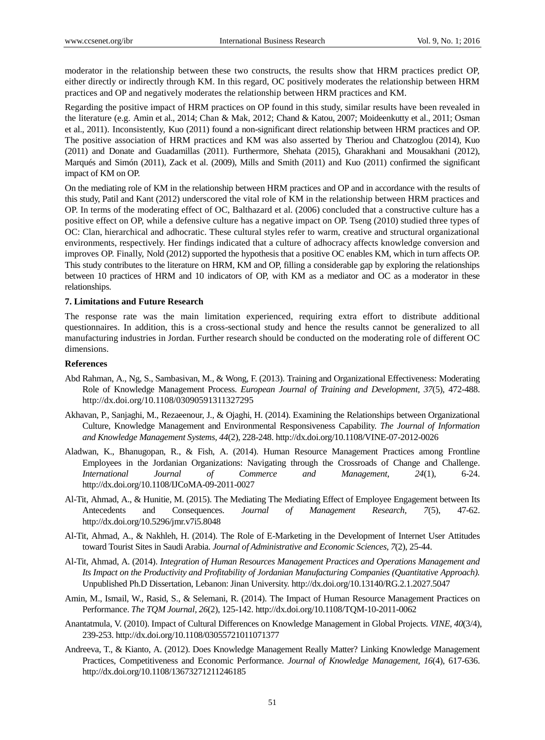moderator in the relationship between these two constructs, the results show that HRM practices predict OP, either directly or indirectly through KM. In this regard, OC positively moderates the relationship between HRM practices and OP and negatively moderates the relationship between HRM practices and KM.

Regarding the positive impact of HRM practices on OP found in this study, similar results have been revealed in the literature (e.g. Amin et al., 2014; Chan & Mak, 2012; Chand & Katou, 2007; Moideenkutty et al., 2011; Osman et al., 2011). Inconsistently, Kuo (2011) found a non-significant direct relationship between HRM practices and OP. The positive association of HRM practices and KM was also asserted by Theriou and Chatzoglou (2014), Kuo (2011) and Donate and Guadamillas (2011). Furthermore, Shehata (2015), Gharakhani and Mousakhani (2012), Marqués and Simón (2011), Zack et al. (2009), Mills and Smith (2011) and Kuo (2011) confirmed the significant impact of KM on OP.

On the mediating role of KM in the relationship between HRM practices and OP and in accordance with the results of this study, Patil and Kant (2012) underscored the vital role of KM in the relationship between HRM practices and OP. In terms of the moderating effect of OC, Balthazard et al. (2006) concluded that a constructive culture has a positive effect on OP, while a defensive culture has a negative impact on OP. Tseng (2010) studied three types of OC: Clan, hierarchical and adhocratic. These cultural styles refer to warm, creative and structural organizational environments, respectively. Her findings indicated that a culture of adhocracy affects knowledge conversion and improves OP. Finally, Nold (2012) supported the hypothesis that a positive OC enables KM, which in turn affects OP. This study contributes to the literature on HRM, KM and OP, filling a considerable gap by exploring the relationships between 10 practices of HRM and 10 indicators of OP, with KM as a mediator and OC as a moderator in these relationships.

## 7. Limitations and Future Research

The response rate was the main limitation experienced, requiring extra effort to distribute additional questionnaires. In addition, this is a cross-sectional study and hence the results cannot be generalized to all manufacturing industries in Jordan. Further research should be conducted on the moderating role of different OC dimensions.

## References

Abd Rahman, A., Ng, S., Sambasivan, M., & Wong, F. (2013). Training and Organizational Effectiveness: Moderating Role of Knowledge Management Process. *European Journal of Training and Development, 37*(5), 472-488. http://dx.doi.org/10.1108/03090591311327295

Akhavan, P., Sanjaghi, M., Rezaeenour, J., & Ojaghi, H. (2014). Examining the Relationships between Organizational Culture, Knowledge Management and Environmental Responsiveness Capability. *The Journal of Information and Knowledge Management Systems, 44*(2), 228-248. http://dx.doi.org/10.1108/VINE-07-2012-0026

Aladwan, K., Bhanugopan, R., & Fish, A. (2014). Human Resource Management Practices among Frontline Employees in the Jordanian Organizations: Navigating through the Crossroads of Change and Challenge. *International Journal of Commerce and Management, 24*(1), 6-24. http://dx.doi.org/10.1108/IJCoMA-09-2011-0027

Al-Tit, Ahmad, A., & Hunitie, M. (2015). The Mediating The Mediating Effect of Employee Engagement between Its Antecedents and Consequences. *Journal of Management Research, 7*(5), 47-62. http://dx.doi.org/10.5296/jmr.v7i5.8048

Al-Tit, Ahmad, A., & Nakhleh, H. (2014). The Role of E-Marketing in the Development of Internet User Attitudes toward Tourist Sites in Saudi Arabia. *Journal of Administrative and Economic Sciences, 7*(2), 25-44.

Al-Tit, Ahmad, A. (2014). *Integration of Human Resources Management Practices and Operations Management and Its Impact on the Productivity and Profitability of Jordanian Manufacturing Companies (Quantitative Approach).* Unpublished Ph.D Dissertation, Lebanon: Jinan University. http://dx.doi.org/10.13140/RG.2.1.2027.5047

Amin, M., Ismail, W., Rasid, S., & Selemani, R. (2014). The Impact of Human Resource Management Practices on Performance. *The TQM Journal, 26*(2), 125-142. http://dx.doi.org/10.1108/TQM-10-2011-0062

Anantatmula, V. (2010). Impact of Cultural Differences on Knowledge Management in Global Projects. *VINE, 40*(3/4), 239-253. http://dx.doi.org/10.1108/03055721011071377

Andreeva, T., & Kianto, A. (2012). Does Knowledge Management Really Matter? Linking Knowledge Management Practices, Competitiveness and Economic Performance. *Journal of Knowledge Management, 16*(4), 617-636. http://dx.doi.org/10.1108/13673271211246185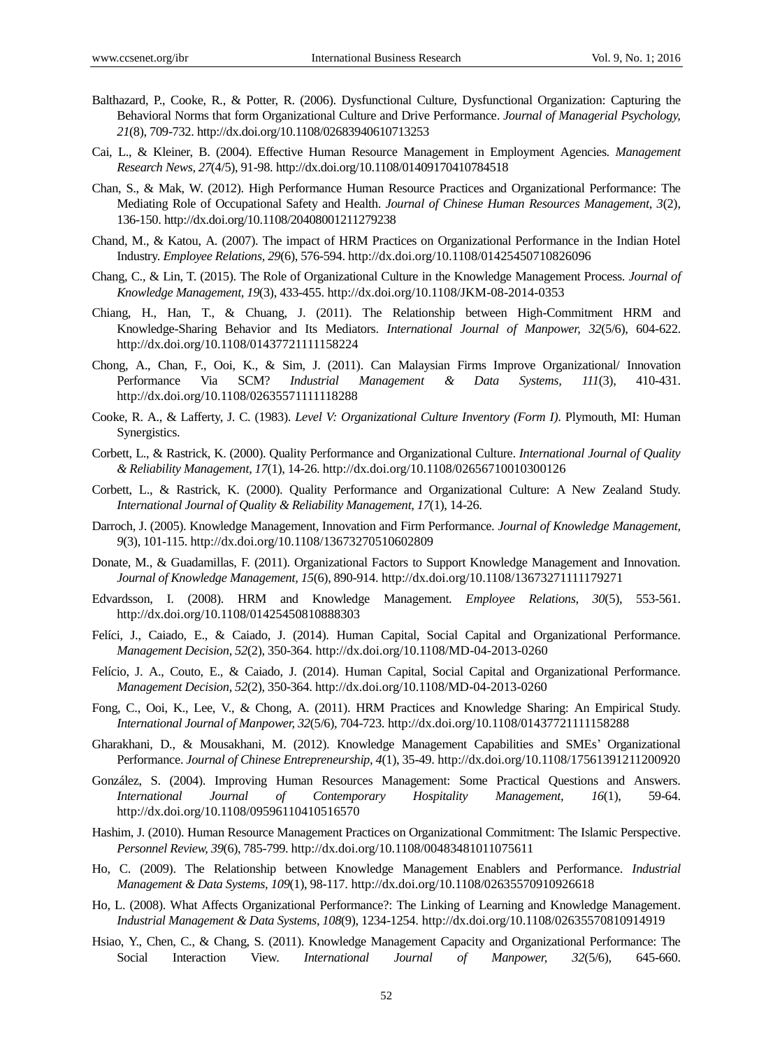Balthazard, P., Cooke, R., & Potter, R. (2006). Dysfunctional Culture, Dysfunctional Organization: Capturing the Behavioral Norms that form Organizational Culture and Drive Performance. *Journal of Managerial Psychology, 21*(8), 709-732. http://dx.doi.org/10.1108/02683940610713253

Cai, L., & Kleiner, B. (2004). Effective Human Resource Management in Employment Agencies. *Management Research News, 27*(4/5), 91-98. http://dx.doi.org/10.1108/01409170410784518

Chan, S., & Mak, W. (2012). High Performance Human Resource Practices and Organizational Performance: The Mediating Role of Occupational Safety and Health. *Journal of Chinese Human Resources Management, 3*(2), 136-150. http://dx.doi.org/10.1108/20408001211279238

Chand, M., & Katou, A. (2007). The impact of HRM Practices on Organizational Performance in the Indian Hotel Industry. *Employee Relations, 29*(6), 576-594. http://dx.doi.org/10.1108/01425450710826096

Chang, C., & Lin, T. (2015). The Role of Organizational Culture in the Knowledge Management Process. *Journal of Knowledge Management, 19*(3), 433-455. http://dx.doi.org/10.1108/JKM-08-2014-0353

Chiang, H., Han, T., & Chuang, J. (2011). The Relationship between High-Commitment HRM and Knowledge-Sharing Behavior and Its Mediators. *International Journal of Manpower, 32*(5/6), 604-622. http://dx.doi.org/10.1108/01437721111158224

Chong, A., Chan, F., Ooi, K., & Sim, J. (2011). Can Malaysian Firms Improve Organizational/ Innovation Performance Via SCM? *Industrial Management & Data Systems, 111*(3), 410-431. http://dx.doi.org/10.1108/02635571111118288

Cooke, R. A., & Lafferty, J. C. (1983). *Level V: Organizational Culture Inventory (Form I)*. Plymouth, MI: Human Synergistics.

Corbett, L., & Rastrick, K. (2000). Quality Performance and Organizational Culture. *International Journal of Quality & Reliability Management, 17*(1), 14-26. http://dx.doi.org/10.1108/02656710010300126

Corbett, L., & Rastrick, K. (2000). Quality Performance and Organizational Culture: A New Zealand Study. *International Journal of Quality & Reliability Management, 17*(1), 14-26.

Darroch, J. (2005). Knowledge Management, Innovation and Firm Performance. *Journal of Knowledge Management, 9*(3), 101-115. http://dx.doi.org/10.1108/13673270510602809

Donate, M., & Guadamillas, F. (2011). Organizational Factors to Support Knowledge Management and Innovation. *Journal of Knowledge Management, 15*(6), 890-914. http://dx.doi.org/10.1108/13673271111179271

Edvardsson, I. (2008). HRM and Knowledge Management. *Employee Relations, 30*(5), 553-561. http://dx.doi.org/10.1108/01425450810888303

Felíci, J., Caiado, E., & Caiado, J. (2014). Human Capital, Social Capital and Organizational Performance. *Management Decision, 52*(2), 350-364. http://dx.doi.org/10.1108/MD-04-2013-0260

Felício, J. A., Couto, E., & Caiado, J. (2014). Human Capital, Social Capital and Organizational Performance. *Management Decision, 52*(2), 350-364. http://dx.doi.org/10.1108/MD-04-2013-0260

Fong, C., Ooi, K., Lee, V., & Chong, A. (2011). HRM Practices and Knowledge Sharing: An Empirical Study. *International Journal of Manpower, 32*(5/6), 704-723. http://dx.doi.org/10.1108/01437721111158288

Gharakhani, D., & Mousakhani, M. (2012). Knowledge Management Capabilities and SMEs' Organizational Performance. *Journal of Chinese Entrepreneurship, 4*(1), 35-49. http://dx.doi.org/10.1108/17561391211200920

González, S. (2004). Improving Human Resources Management: Some Practical Questions and Answers. *International Journal of Contemporary Hospitality Management, 16*(1), 59-64. http://dx.doi.org/10.1108/09596110410516570

Hashim, J. (2010). Human Resource Management Practices on Organizational Commitment: The Islamic Perspective. *Personnel Review, 39*(6), 785-799. http://dx.doi.org/10.1108/00483481011075611

Ho, C. (2009). The Relationship between Knowledge Management Enablers and Performance. *Industrial Management & Data Systems, 109*(1), 98-117. http://dx.doi.org/10.1108/02635570910926618

Ho, L. (2008). What Affects Organizational Performance?: The Linking of Learning and Knowledge Management. *Industrial Management & Data Systems, 108*(9), 1234-1254. http://dx.doi.org/10.1108/02635570810914919

Hsiao, Y., Chen, C., & Chang, S. (2011). Knowledge Management Capacity and Organizational Performance: The Social Interaction View. *International Journal of Manpower, 32*(5/6), 645-660.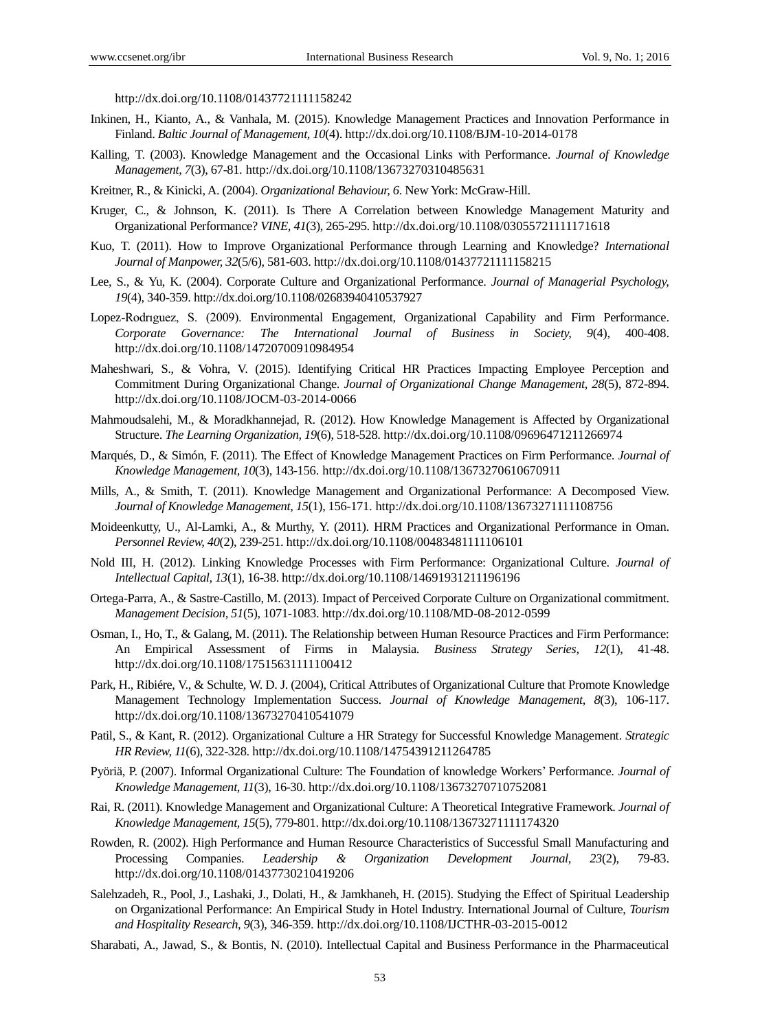http://dx.doi.org/10.1108/01437721111158242

Inkinen, H., Kianto, A., & Vanhala, M. (2015). Knowledge Management Practices and Innovation Performance in Finland. *Baltic Journal of Management, 10*(4). http://dx.doi.org/10.1108/BJM-10-2014-0178

Kalling, T. (2003). Knowledge Management and the Occasional Links with Performance. *Journal of Knowledge Management, 7*(3), 67-81. http://dx.doi.org/10.1108/13673270310485631

Kreitner, R., & Kinicki, A. (2004). *Organizational Behaviour, 6*. New York: McGraw-Hill.

Kruger, C., & Johnson, K. (2011). Is There A Correlation between Knowledge Management Maturity and Organizational Performance? *VINE, 41*(3), 265-295. http://dx.doi.org/10.1108/03055721111171618

Kuo, T. (2011). How to Improve Organizational Performance through Learning and Knowledge? *International Journal of Manpower, 32*(5/6), 581-603. http://dx.doi.org/10.1108/01437721111158215

Lee, S., & Yu, K. (2004). Corporate Culture and Organizational Performance. *Journal of Managerial Psychology, 19*(4), 340-359. http://dx.doi.org/10.1108/02683940410537927

Lopez-Rodrıguez, S. (2009). Environmental Engagement, Organizational Capability and Firm Performance. *Corporate Governance: The International Journal of Business in Society, 9*(4), 400-408. http://dx.doi.org/10.1108/14720700910984954

Maheshwari, S., & Vohra, V. (2015). Identifying Critical HR Practices Impacting Employee Perception and Commitment During Organizational Change. *Journal of Organizational Change Management, 28*(5), 872-894. http://dx.doi.org/10.1108/JOCM-03-2014-0066

Mahmoudsalehi, M., & Moradkhannejad, R. (2012). How Knowledge Management is Affected by Organizational Structure. *The Learning Organization, 19*(6), 518-528. http://dx.doi.org/10.1108/09696471211266974

Marqués, D., & Simón, F. (2011). The Effect of Knowledge Management Practices on Firm Performance. *Journal of Knowledge Management, 10*(3), 143-156. http://dx.doi.org/10.1108/13673270610670911

Mills, A., & Smith, T. (2011). Knowledge Management and Organizational Performance: A Decomposed View. *Journal of Knowledge Management, 15*(1), 156-171. http://dx.doi.org/10.1108/13673271111108756

Moideenkutty, U., Al-Lamki, A., & Murthy, Y. (2011). HRM Practices and Organizational Performance in Oman. *Personnel Review, 40*(2), 239-251. http://dx.doi.org/10.1108/00483481111106101

Nold III, H. (2012). Linking Knowledge Processes with Firm Performance: Organizational Culture. *Journal of Intellectual Capital, 13*(1), 16-38. http://dx.doi.org/10.1108/14691931211196196

Ortega-Parra, A., & Sastre-Castillo, M. (2013). Impact of Perceived Corporate Culture on Organizational commitment. *Management Decision, 51*(5), 1071-1083. http://dx.doi.org/10.1108/MD-08-2012-0599

Osman, I., Ho, T., & Galang, M. (2011). The Relationship between Human Resource Practices and Firm Performance: An Empirical Assessment of Firms in Malaysia. *Business Strategy Series, 12*(1), 41-48. http://dx.doi.org/10.1108/17515631111100412

Park, H., Ribiére, V., & Schulte, W. D. J. (2004), Critical Attributes of Organizational Culture that Promote Knowledge Management Technology Implementation Success. *Journal of Knowledge Management, 8*(3), 106-117. http://dx.doi.org/10.1108/13673270410541079

Patil, S., & Kant, R. (2012). Organizational Culture a HR Strategy for Successful Knowledge Management. *Strategic HR Review, 11*(6), 322-328. http://dx.doi.org/10.1108/14754391211264785

Pyöriä, P. (2007). Informal Organizational Culture: The Foundation of knowledge Workers' Performance. *Journal of Knowledge Management, 11*(3), 16-30. http://dx.doi.org/10.1108/13673270710752081

Rai, R. (2011). Knowledge Management and Organizational Culture: A Theoretical Integrative Framework. *Journal of Knowledge Management, 15*(5), 779-801. http://dx.doi.org/10.1108/13673271111174320

Rowden, R. (2002). High Performance and Human Resource Characteristics of Successful Small Manufacturing and Processing Companies. *Leadership & Organization Development Journal, 23*(2), 79-83. http://dx.doi.org/10.1108/01437730210419206

Salehzadeh, R., Pool, J., Lashaki, J., Dolati, H., & Jamkhaneh, H. (2015). Studying the Effect of Spiritual Leadership on Organizational Performance: An Empirical Study in Hotel Industry. International Journal of Culture, *Tourism and Hospitality Research, 9*(3), 346-359. http://dx.doi.org/10.1108/IJCTHR-03-2015-0012

Sharabati, A., Jawad, S., & Bontis, N. (2010). Intellectual Capital and Business Performance in the Pharmaceutical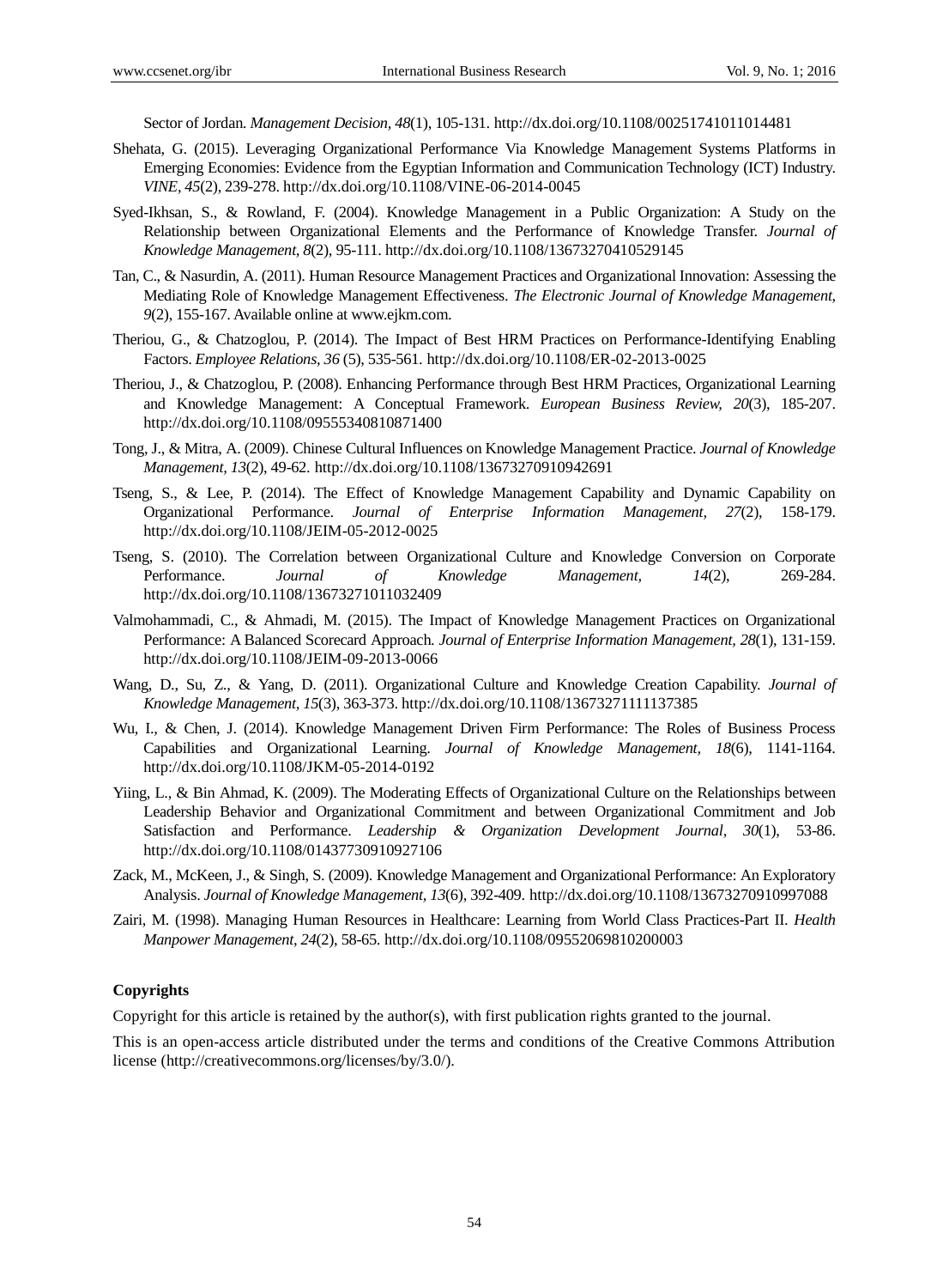Sector of Jordan. *Management Decision, 48*(1), 105-131. http://dx.doi.org/10.1108/00251741011014481

Shehata, G. (2015). Leveraging Organizational Performance Via Knowledge Management Systems Platforms in Emerging Economies: Evidence from the Egyptian Information and Communication Technology (ICT) Industry. *VINE, 45*(2), 239-278. http://dx.doi.org/10.1108/VINE-06-2014-0045

Syed-Ikhsan, S., & Rowland, F. (2004). Knowledge Management in a Public Organization: A Study on the Relationship between Organizational Elements and the Performance of Knowledge Transfer. *Journal of Knowledge Management, 8*(2), 95-111. http://dx.doi.org/10.1108/13673270410529145

Tan, C., & Nasurdin, A. (2011). Human Resource Management Practices and Organizational Innovation: Assessing the Mediating Role of Knowledge Management Effectiveness. *The Electronic Journal of Knowledge Management, 9*(2), 155-167. Available online at www.ejkm.com.

Theriou, G., & Chatzoglou, P. (2014). The Impact of Best HRM Practices on Performance-Identifying Enabling Factors. *Employee Relations, 36* (5), 535-561. http://dx.doi.org/10.1108/ER-02-2013-0025

Theriou, J., & Chatzoglou, P. (2008). Enhancing Performance through Best HRM Practices, Organizational Learning and Knowledge Management: A Conceptual Framework. *European Business Review, 20*(3), 185-207. http://dx.doi.org/10.1108/09555340810871400

Tong, J., & Mitra, A. (2009). Chinese Cultural Influences on Knowledge Management Practice. *Journal of Knowledge Management, 13*(2), 49-62. http://dx.doi.org/10.1108/13673270910942691

Tseng, S., & Lee, P. (2014). The Effect of Knowledge Management Capability and Dynamic Capability on Organizational Performance. *Journal of Enterprise Information Management, 27*(2), 158-179. http://dx.doi.org/10.1108/JEIM-05-2012-0025

Tseng, S. (2010). The Correlation between Organizational Culture and Knowledge Conversion on Corporate Performance. *Journal of Knowledge Management, 14*(2), 269-284. http://dx.doi.org/10.1108/13673271011032409

Valmohammadi, C., & Ahmadi, M. (2015). The Impact of Knowledge Management Practices on Organizational Performance: A Balanced Scorecard Approach. *Journal of Enterprise Information Management, 28*(1), 131-159. http://dx.doi.org/10.1108/JEIM-09-2013-0066

Wang, D., Su, Z., & Yang, D. (2011). Organizational Culture and Knowledge Creation Capability. *Journal of Knowledge Management, 15*(3), 363-373. http://dx.doi.org/10.1108/13673271111137385

Wu, I., & Chen, J. (2014). Knowledge Management Driven Firm Performance: The Roles of Business Process Capabilities and Organizational Learning. *Journal of Knowledge Management, 18*(6), 1141-1164. http://dx.doi.org/10.1108/JKM-05-2014-0192

Yiing, L., & Bin Ahmad, K. (2009). The Moderating Effects of Organizational Culture on the Relationships between Leadership Behavior and Organizational Commitment and between Organizational Commitment and Job Satisfaction and Performance. *Leadership & Organization Development Journal, 30*(1), 53-86. http://dx.doi.org/10.1108/01437730910927106

Zack, M., McKeen, J., & Singh, S. (2009). Knowledge Management and Organizational Performance: An Exploratory Analysis. *Journal of Knowledge Management, 13*(6), 392-409. http://dx.doi.org/10.1108/13673270910997088

Zairi, M. (1998). Managing Human Resources in Healthcare: Learning from World Class Practices-Part II. *Health Manpower Management, 24*(2), 58-65. http://dx.doi.org/10.1108/09552069810200003

### Copyrights

Copyright for this article is retained by the author(s), with first publication rights granted to the journal.

This is an open-access article distributed under the terms and conditions of the Creative Commons Attribution license (http://creativecommons.org/licenses/by/3.0/).